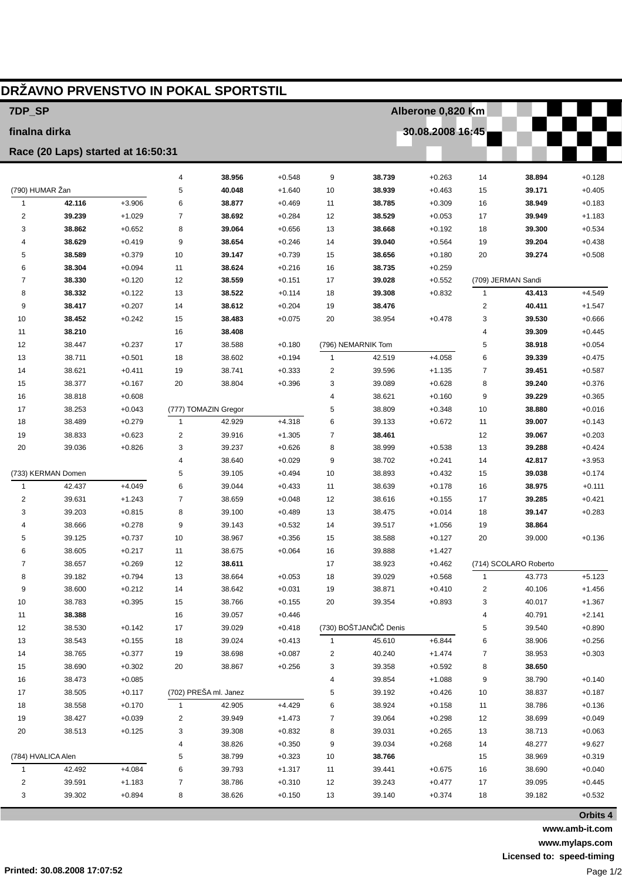# DRŽAVNO PRVENSTVO IN POKAL SPORTSTIL

**7DP_SP** — **Alberone 0,820 Km**

**finalna dirka** — **30.08.2008 16:45**

**Race (20 Laps) started at 16:50:31**

### (790) HUMAR Žan

| Lap | Time | Diff |
|---|---|---|
| 1 | **42.116** | +3.906 |
| 2 | **39.239** | +1.029 |
| 3 | **38.862** | +0.652 |
| 4 | **38.629** | +0.419 |
| 5 | **38.589** | +0.379 |
| 6 | **38.304** | +0.094 |
| 7 | **38.330** | +0.120 |
| 8 | **38.332** | +0.122 |
| 9 | **38.417** | +0.207 |
| 10 | **38.452** | +0.242 |
| 11 | **38.210** | |
| 12 | 38.447 | +0.237 |
| 13 | 38.711 | +0.501 |
| 14 | 38.621 | +0.411 |
| 15 | 38.377 | +0.167 |
| 16 | 38.818 | +0.608 |
| 17 | 38.253 | +0.043 |
| 18 | 38.489 | +0.279 |
| 19 | 38.833 | +0.623 |
| 20 | 39.036 | +0.826 |

### (733) KERMAN Domen

| Lap | Time | Diff |
|---|---|---|
| 1 | 42.437 | +4.049 |
| 2 | 39.631 | +1.243 |
| 3 | 39.203 | +0.815 |
| 4 | 38.666 | +0.278 |
| 5 | 39.125 | +0.737 |
| 6 | 38.605 | +0.217 |
| 7 | 38.657 | +0.269 |
| 8 | 39.182 | +0.794 |
| 9 | 38.600 | +0.212 |
| 10 | 38.783 | +0.395 |
| 11 | **38.388** | |
| 12 | 38.530 | +0.142 |
| 13 | 38.543 | +0.155 |
| 14 | 38.765 | +0.377 |
| 15 | 38.690 | +0.302 |
| 16 | 38.473 | +0.085 |
| 17 | 38.505 | +0.117 |
| 18 | 38.558 | +0.170 |
| 19 | 38.427 | +0.039 |
| 20 | 38.513 | +0.125 |

### (784) HVALICA Alen

| Lap | Time | Diff |
|---|---|---|
| 1 | 42.492 | +4.084 |
| 2 | 39.591 | +1.183 |
| 3 | 39.302 | +0.894 |
| 4 | **38.956** | +0.548 |
| 5 | **40.048** | +1.640 |
| 6 | **38.877** | +0.469 |
| 7 | **38.692** | +0.284 |
| 8 | **39.064** | +0.656 |
| 9 | **38.654** | +0.246 |
| 10 | **39.147** | +0.739 |
| 11 | **38.624** | +0.216 |
| 12 | **38.559** | +0.151 |
| 13 | **38.522** | +0.114 |
| 14 | **38.612** | +0.204 |
| 15 | **38.483** | +0.075 |
| 16 | **38.408** | |
| 17 | 38.588 | +0.180 |
| 18 | 38.602 | +0.194 |
| 19 | 38.741 | +0.333 |
| 20 | 38.804 | +0.396 |

### (777) TOMAZIN Gregor

| Lap | Time | Diff |
|---|---|---|
| 1 | 42.929 | +4.318 |
| 2 | 39.916 | +1.305 |
| 3 | 39.237 | +0.626 |
| 4 | 38.640 | +0.029 |
| 5 | 39.105 | +0.494 |
| 6 | 39.044 | +0.433 |
| 7 | 38.659 | +0.048 |
| 8 | 39.100 | +0.489 |
| 9 | 39.143 | +0.532 |
| 10 | 38.967 | +0.356 |
| 11 | 38.675 | +0.064 |
| 12 | **38.611** | |
| 13 | 38.664 | +0.053 |
| 14 | 38.642 | +0.031 |
| 15 | 38.766 | +0.155 |
| 16 | 39.057 | +0.446 |
| 17 | 39.029 | +0.418 |
| 18 | 39.024 | +0.413 |
| 19 | 38.698 | +0.087 |
| 20 | 38.867 | +0.256 |

### (702) PREŠA ml. Janez

| Lap | Time | Diff |
|---|---|---|
| 1 | 42.905 | +4.429 |
| 2 | 39.949 | +1.473 |
| 3 | 39.308 | +0.832 |
| 4 | 38.826 | +0.350 |
| 5 | 38.799 | +0.323 |
| 6 | 39.793 | +1.317 |
| 7 | 38.786 | +0.310 |
| 8 | 38.626 | +0.150 |
| 9 | **38.739** | +0.263 |
| 10 | **38.939** | +0.463 |
| 11 | **38.785** | +0.309 |
| 12 | **38.529** | +0.053 |
| 13 | **38.668** | +0.192 |
| 14 | **39.040** | +0.564 |
| 15 | **38.656** | +0.180 |
| 16 | **38.735** | +0.259 |
| 17 | **39.028** | +0.552 |
| 18 | **39.308** | +0.832 |
| 19 | **38.476** | |
| 20 | 38.954 | +0.478 |

### (796) NEMARNIK Tom

| Lap | Time | Diff |
|---|---|---|
| 1 | 42.519 | +4.058 |
| 2 | 39.596 | +1.135 |
| 3 | 39.089 | +0.628 |
| 4 | 38.621 | +0.160 |
| 5 | 38.809 | +0.348 |
| 6 | 39.133 | +0.672 |
| 7 | **38.461** | |
| 8 | 38.999 | +0.538 |
| 9 | 38.702 | +0.241 |
| 10 | 38.893 | +0.432 |
| 11 | 38.639 | +0.178 |
| 12 | 38.616 | +0.155 |
| 13 | 38.475 | +0.014 |
| 14 | 39.517 | +1.056 |
| 15 | 38.588 | +0.127 |
| 16 | 39.888 | +1.427 |
| 17 | 38.923 | +0.462 |
| 18 | 39.029 | +0.568 |
| 19 | 38.871 | +0.410 |
| 20 | 39.354 | +0.893 |

### (730) BOŠTJANČIČ Denis

| Lap | Time | Diff |
|---|---|---|
| 1 | 45.610 | +6.844 |
| 2 | 40.240 | +1.474 |
| 3 | 39.358 | +0.592 |
| 4 | 39.854 | +1.088 |
| 5 | 39.192 | +0.426 |
| 6 | 38.924 | +0.158 |
| 7 | 39.064 | +0.298 |
| 8 | 39.031 | +0.265 |
| 9 | 39.034 | +0.268 |
| 10 | **38.766** | |
| 11 | 39.441 | +0.675 |
| 12 | 39.243 | +0.477 |
| 13 | 39.140 | +0.374 |
| 14 | **38.894** | +0.128 |
| 15 | **39.171** | +0.405 |
| 16 | **38.949** | +0.183 |
| 17 | **39.949** | +1.183 |
| 18 | **39.300** | +0.534 |
| 19 | **39.204** | +0.438 |
| 20 | **39.274** | +0.508 |

### (709) JERMAN Sandi

| Lap | Time | Diff |
|---|---|---|
| 1 | **43.413** | +4.549 |
| 2 | **40.411** | +1.547 |
| 3 | **39.530** | +0.666 |
| 4 | **39.309** | +0.445 |
| 5 | **38.918** | +0.054 |
| 6 | **39.339** | +0.475 |
| 7 | **39.451** | +0.587 |
| 8 | **39.240** | +0.376 |
| 9 | **39.229** | +0.365 |
| 10 | **38.880** | +0.016 |
| 11 | **39.007** | +0.143 |
| 12 | **39.067** | +0.203 |
| 13 | **39.288** | +0.424 |
| 14 | **42.817** | +3.953 |
| 15 | **39.038** | +0.174 |
| 16 | **38.975** | +0.111 |
| 17 | **39.285** | +0.421 |
| 18 | **39.147** | +0.283 |
| 19 | **38.864** | |
| 20 | 39.000 | +0.136 |

### (714) SCOLARO Roberto

| Lap | Time | Diff |
|---|---|---|
| 1 | 43.773 | +5.123 |
| 2 | 40.106 | +1.456 |
| 3 | 40.017 | +1.367 |
| 4 | 40.791 | +2.141 |
| 5 | 39.540 | +0.890 |
| 6 | 38.906 | +0.256 |
| 7 | 38.953 | +0.303 |
| 8 | **38.650** | |
| 9 | 38.790 | +0.140 |
| 10 | 38.837 | +0.187 |
| 11 | 38.786 | +0.136 |
| 12 | 38.699 | +0.049 |
| 13 | 38.713 | +0.063 |
| 14 | 48.277 | +9.627 |
| 15 | 38.969 | +0.319 |
| 16 | 38.690 | +0.040 |
| 17 | 39.095 | +0.445 |
| 18 | 39.182 | +0.532 |

**Orbits 4**

**www.amb-it.com**

**www.mylaps.com**

**Licensed to: speed-timing**

**Printed: 30.08.2008 17:07:52**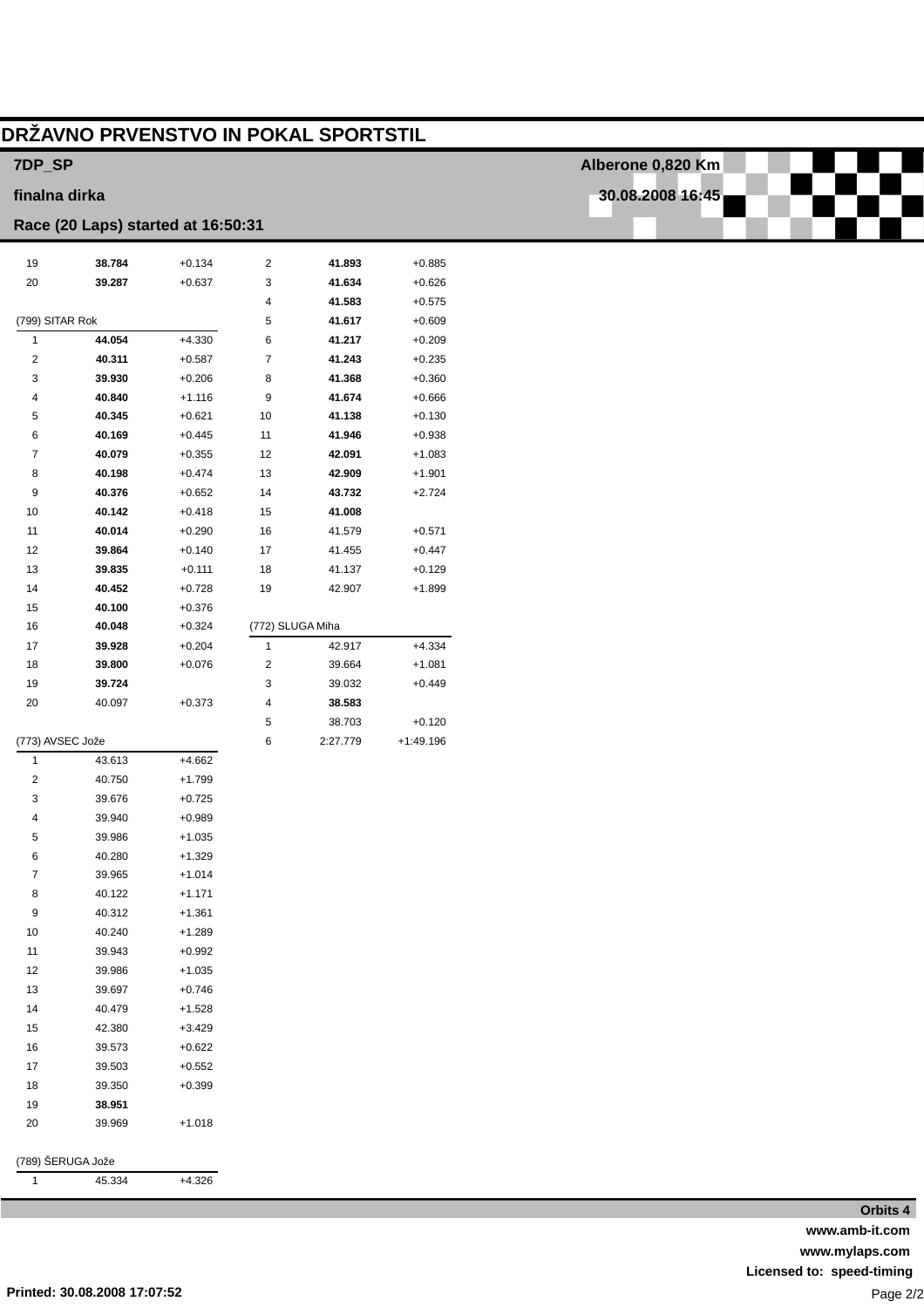# DRŽAVNO PRVENSTVO IN POKAL SPORTSTIL

**7DP_SP** — **Alberone 0,820 Km**

**finalna dirka** — **30.08.2008 16:45**

**Race (20 Laps) started at 16:50:31**

| | | |
|---|---|---|
| 19 | **38.784** | +0.134 |
| 20 | **39.287** | +0.637 |

(799) SITAR Rok

| | | |
|---|---|---|
| 1 | **44.054** | +4.330 |
| 2 | **40.311** | +0.587 |
| 3 | **39.930** | +0.206 |
| 4 | **40.840** | +1.116 |
| 5 | **40.345** | +0.621 |
| 6 | **40.169** | +0.445 |
| 7 | **40.079** | +0.355 |
| 8 | **40.198** | +0.474 |
| 9 | **40.376** | +0.652 |
| 10 | **40.142** | +0.418 |
| 11 | **40.014** | +0.290 |
| 12 | **39.864** | +0.140 |
| 13 | **39.835** | +0.111 |
| 14 | **40.452** | +0.728 |
| 15 | **40.100** | +0.376 |
| 16 | **40.048** | +0.324 |
| 17 | **39.928** | +0.204 |
| 18 | **39.800** | +0.076 |
| 19 | **39.724** | |
| 20 | 40.097 | +0.373 |

(773) AVSEC Jože

| | | |
|---|---|---|
| 1 | 43.613 | +4.662 |
| 2 | 40.750 | +1.799 |
| 3 | 39.676 | +0.725 |
| 4 | 39.940 | +0.989 |
| 5 | 39.986 | +1.035 |
| 6 | 40.280 | +1.329 |
| 7 | 39.965 | +1.014 |
| 8 | 40.122 | +1.171 |
| 9 | 40.312 | +1.361 |
| 10 | 40.240 | +1.289 |
| 11 | 39.943 | +0.992 |
| 12 | 39.986 | +1.035 |
| 13 | 39.697 | +0.746 |
| 14 | 40.479 | +1.528 |
| 15 | 42.380 | +3.429 |
| 16 | 39.573 | +0.622 |
| 17 | 39.503 | +0.552 |
| 18 | 39.350 | +0.399 |
| 19 | **38.951** | |
| 20 | 39.969 | +1.018 |

(789) ŠERUGA Jože

| | | |
|---|---|---|
| 1 | 45.334 | +4.326 |
| 2 | **41.893** | +0.885 |
| 3 | **41.634** | +0.626 |
| 4 | **41.583** | +0.575 |
| 5 | **41.617** | +0.609 |
| 6 | **41.217** | +0.209 |
| 7 | **41.243** | +0.235 |
| 8 | **41.368** | +0.360 |
| 9 | **41.674** | +0.666 |
| 10 | **41.138** | +0.130 |
| 11 | **41.946** | +0.938 |
| 12 | **42.091** | +1.083 |
| 13 | **42.909** | +1.901 |
| 14 | **43.732** | +2.724 |
| 15 | **41.008** | |
| 16 | 41.579 | +0.571 |
| 17 | 41.455 | +0.447 |
| 18 | 41.137 | +0.129 |
| 19 | 42.907 | +1.899 |

(772) SLUGA Miha

| | | |
|---|---|---|
| 1 | 42.917 | +4.334 |
| 2 | 39.664 | +1.081 |
| 3 | 39.032 | +0.449 |
| 4 | **38.583** | |
| 5 | 38.703 | +0.120 |
| 6 | 2:27.779 | +1:49.196 |

Orbits 4
www.amb-it.com
www.mylaps.com
Licensed to: speed-timing

Printed: 30.08.2008 17:07:52